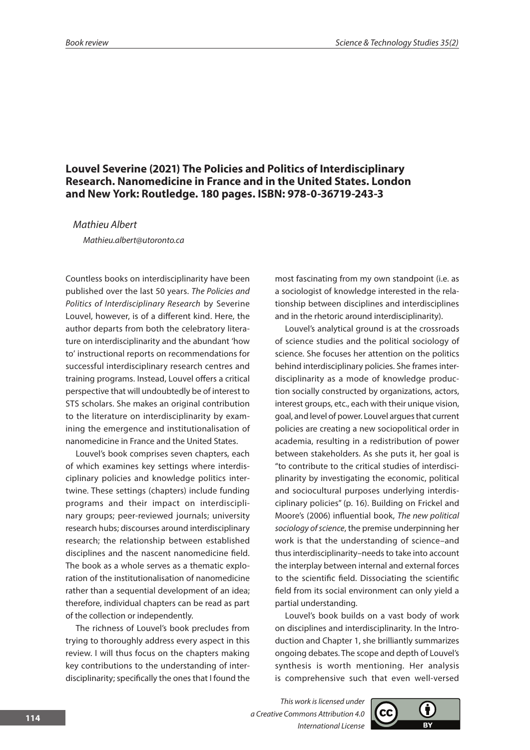## Louvel Severine (2021) The Policies and Politics of Interdisciplinary Research. Nanomedicine in France and in the United States. London and New York: Routledge. 180 pages. ISBN: 978-0-36719-243-3

*Mathieu Albert*

*Mathieu.albert@utoronto.ca*

Countless books on interdisciplinarity have been published over the last 50 years. *The Policies and Politics of Interdisciplinary Research* by Severine Louvel, however, is of a different kind. Here, the author departs from both the celebratory literature on interdisciplinarity and the abundant 'how to' instructional reports on recommendations for successful interdisciplinary research centres and training programs. Instead, Louvel offers a critical perspective that will undoubtedly be of interest to STS scholars. She makes an original contribution to the literature on interdisciplinarity by examining the emergence and institutionalisation of nanomedicine in France and the United States.

Louvel's book comprises seven chapters, each of which examines key settings where interdisciplinary policies and knowledge politics intertwine. These settings (chapters) include funding programs and their impact on interdisciplinary groups; peer-reviewed journals; university research hubs; discourses around interdisciplinary research; the relationship between established disciplines and the nascent nanomedicine field. The book as a whole serves as a thematic exploration of the institutionalisation of nanomedicine rather than a sequential development of an idea; therefore, individual chapters can be read as part of the collection or independently.

The richness of Louvel's book precludes from trying to thoroughly address every aspect in this review. I will thus focus on the chapters making key contributions to the understanding of interdisciplinarity; specifically the ones that I found the most fascinating from my own standpoint (i.e. as a sociologist of knowledge interested in the relationship between disciplines and interdisciplines and in the rhetoric around interdisciplinarity).

Louvel's analytical ground is at the crossroads of science studies and the political sociology of science. She focuses her attention on the politics behind interdisciplinary policies. She frames interdisciplinarity as a mode of knowledge production socially constructed by organizations, actors, interest groups, etc., each with their unique vision, goal, and level of power. Louvel argues that current policies are creating a new sociopolitical order in academia, resulting in a redistribution of power between stakeholders. As she puts it, her goal is "to contribute to the critical studies of interdisciplinarity by investigating the economic, political and sociocultural purposes underlying interdisciplinary policies" (p. 16). Building on Frickel and Moore's (2006) influential book, *The new political sociology of science*, the premise underpinning her work is that the understanding of science–and thus interdisciplinarity–needs to take into account the interplay between internal and external forces to the scientific field. Dissociating the scientific field from its social environment can only yield a partial understanding.

Louvel's book builds on a vast body of work on disciplines and interdisciplinarity. In the Introduction and Chapter 1, she brilliantly summarizes ongoing debates. The scope and depth of Louvel's synthesis is worth mentioning. Her analysis is comprehensive such that even well-versed

*This work is licensed under a Creative Commons Attribution 4.0 International License*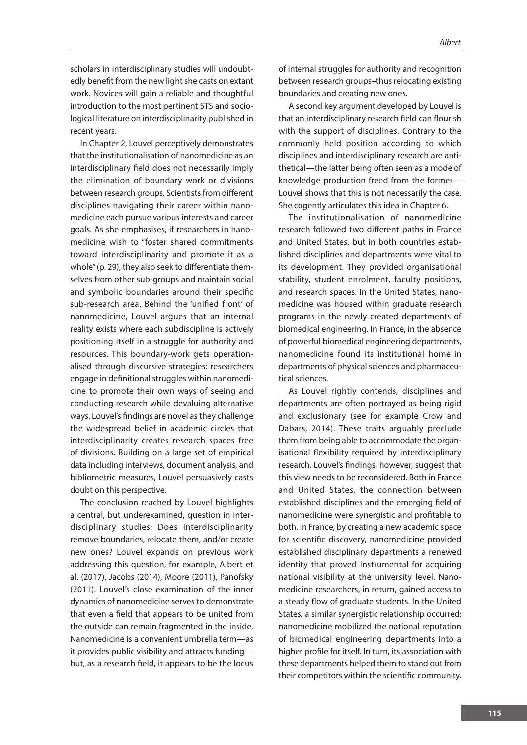scholars in interdisciplinary studies will undoubtedly benefit from the new light she casts on extant work. Novices will gain a reliable and thoughtful introduction to the most pertinent STS and sociological literature on interdisciplinarity published in recent years.

In Chapter 2, Louvel perceptively demonstrates that the institutionalisation of nanomedicine as an interdisciplinary field does not necessarily imply the elimination of boundary work or divisions between research groups. Scientists from different disciplines navigating their career within nanomedicine each pursue various interests and career goals. As she emphasises, if researchers in nanomedicine wish to "foster shared commitments toward interdisciplinarity and promote it as a whole" (p. 29), they also seek to differentiate themselves from other sub-groups and maintain social and symbolic boundaries around their specific sub-research area. Behind the 'unified front' of nanomedicine, Louvel argues that an internal reality exists where each subdiscipline is actively positioning itself in a struggle for authority and resources. This boundary-work gets operationalised through discursive strategies: researchers engage in definitional struggles within nanomedicine to promote their own ways of seeing and conducting research while devaluing alternative ways. Louvel's findings are novel as they challenge the widespread belief in academic circles that interdisciplinarity creates research spaces free of divisions. Building on a large set of empirical data including interviews, document analysis, and bibliometric measures, Louvel persuasively casts doubt on this perspective.

The conclusion reached by Louvel highlights a central, but underexamined, question in interdisciplinary studies: Does interdisciplinarity remove boundaries, relocate them, and/or create new ones? Louvel expands on previous work addressing this question, for example, Albert et al. (2017), Jacobs (2014), Moore (2011), Panofsky (2011). Louvel's close examination of the inner dynamics of nanomedicine serves to demonstrate that even a field that appears to be united from the outside can remain fragmented in the inside. Nanomedicine is a convenient umbrella term—as it provides public visibility and attracts funding—but, as a research field, it appears to be the locus of internal struggles for authority and recognition between research groups–thus relocating existing boundaries and creating new ones.

A second key argument developed by Louvel is that an interdisciplinary research field can flourish with the support of disciplines. Contrary to the commonly held position according to which disciplines and interdisciplinary research are antithetical—the latter being often seen as a mode of knowledge production freed from the former—Louvel shows that this is not necessarily the case. She cogently articulates this idea in Chapter 6.

The institutionalisation of nanomedicine research followed two different paths in France and United States, but in both countries established disciplines and departments were vital to its development. They provided organisational stability, student enrolment, faculty positions, and research spaces. In the United States, nanomedicine was housed within graduate research programs in the newly created departments of biomedical engineering. In France, in the absence of powerful biomedical engineering departments, nanomedicine found its institutional home in departments of physical sciences and pharmaceutical sciences.

As Louvel rightly contends, disciplines and departments are often portrayed as being rigid and exclusionary (see for example Crow and Dabars, 2014). These traits arguably preclude them from being able to accommodate the organisational flexibility required by interdisciplinary research. Louvel's findings, however, suggest that this view needs to be reconsidered. Both in France and United States, the connection between established disciplines and the emerging field of nanomedicine were synergistic and profitable to both. In France, by creating a new academic space for scientific discovery, nanomedicine provided established disciplinary departments a renewed identity that proved instrumental for acquiring national visibility at the university level. Nanomedicine researchers, in return, gained access to a steady flow of graduate students. In the United States, a similar synergistic relationship occurred; nanomedicine mobilized the national reputation of biomedical engineering departments into a higher profile for itself. In turn, its association with these departments helped them to stand out from their competitors within the scientific community.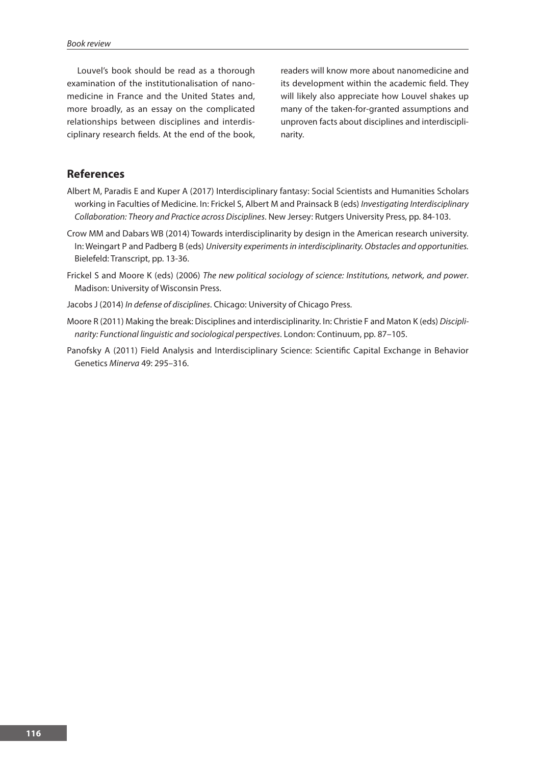Louvel's book should be read as a thorough examination of the institutionalisation of nanomedicine in France and the United States and, more broadly, as an essay on the complicated relationships between disciplines and interdisciplinary research fields. At the end of the book, readers will know more about nanomedicine and its development within the academic field. They will likely also appreciate how Louvel shakes up many of the taken-for-granted assumptions and unproven facts about disciplines and interdisciplinarity.

## References

Albert M, Paradis E and Kuper A (2017) Interdisciplinary fantasy: Social Scientists and Humanities Scholars working in Faculties of Medicine. In: Frickel S, Albert M and Prainsack B (eds) *Investigating Interdisciplinary Collaboration: Theory and Practice across Disciplines*. New Jersey: Rutgers University Press, pp. 84-103.

Crow MM and Dabars WB (2014) Towards interdisciplinarity by design in the American research university. In: Weingart P and Padberg B (eds) *University experiments in interdisciplinarity. Obstacles and opportunities.* Bielefeld: Transcript, pp. 13-36.

Frickel S and Moore K (eds) (2006) *The new political sociology of science: Institutions, network, and power*. Madison: University of Wisconsin Press.

Jacobs J (2014) *In defense of disciplines*. Chicago: University of Chicago Press.

Moore R (2011) Making the break: Disciplines and interdisciplinarity. In: Christie F and Maton K (eds) *Disciplinarity: Functional linguistic and sociological perspectives*. London: Continuum, pp. 87–105.

Panofsky A (2011) Field Analysis and Interdisciplinary Science: Scientific Capital Exchange in Behavior Genetics *Minerva* 49: 295–316.